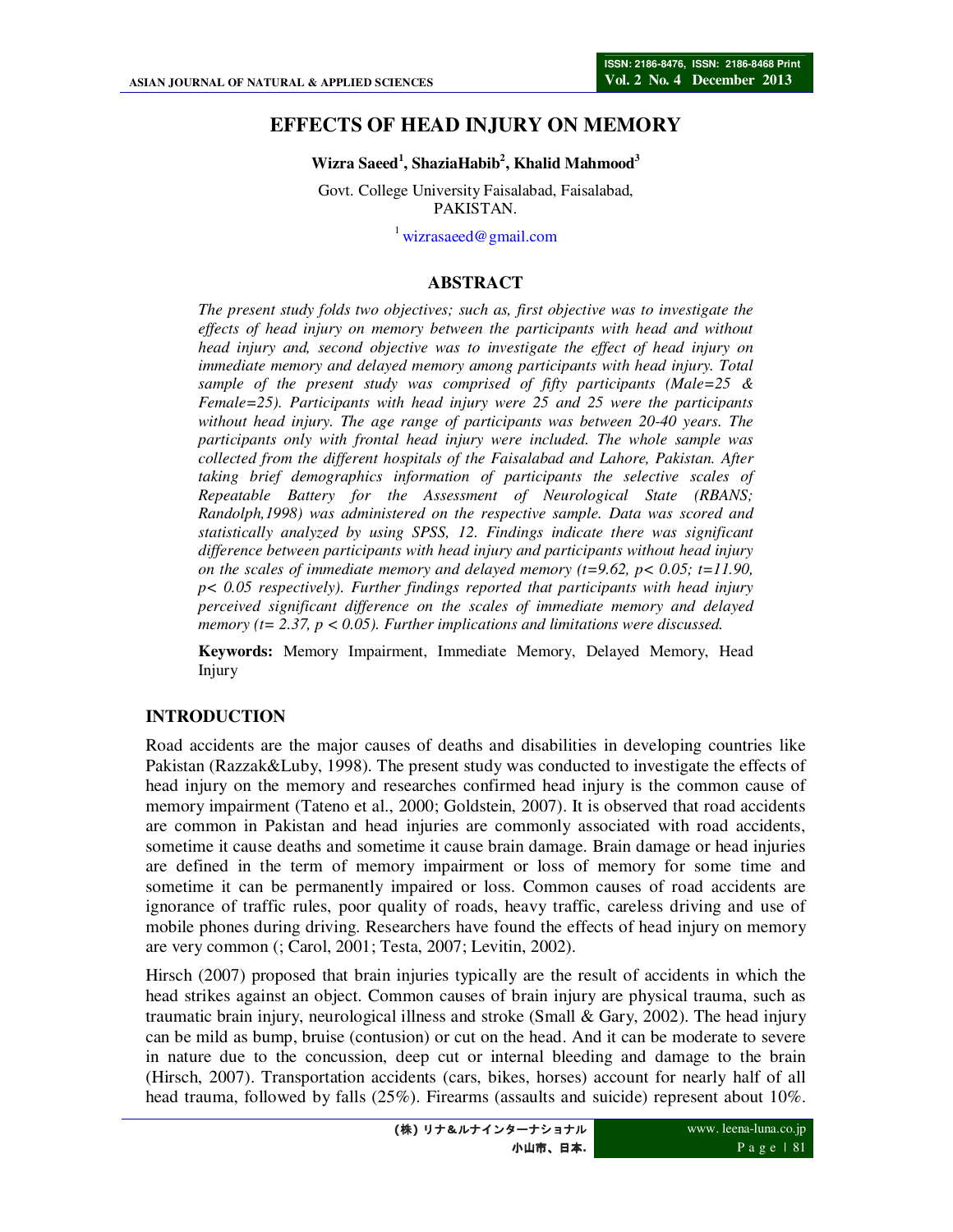# EFFECTS OF HEAD INJURY ON MEMORY

**Wizra Saeed[1], ShaziaHabib[2], Khalid Mahmood[3]**

Govt. College University Faisalabad, Faisalabad, PAKISTAN.

[1] wizrasaeed@gmail.com

## ABSTRACT

*The present study folds two objectives; such as, first objective was to investigate the effects of head injury on memory between the participants with head and without head injury and, second objective was to investigate the effect of head injury on immediate memory and delayed memory among participants with head injury. Total sample of the present study was comprised of fifty participants (Male=25 & Female=25). Participants with head injury were 25 and 25 were the participants without head injury. The age range of participants was between 20-40 years. The participants only with frontal head injury were included. The whole sample was collected from the different hospitals of the Faisalabad and Lahore, Pakistan. After taking brief demographics information of participants the selective scales of Repeatable Battery for the Assessment of Neurological State (RBANS; Randolph,1998) was administered on the respective sample. Data was scored and statistically analyzed by using SPSS, 12. Findings indicate there was significant difference between participants with head injury and participants without head injury on the scales of immediate memory and delayed memory ($t=9.62$, $p< 0.05$; $t=11.90$, $p< 0.05$ respectively). Further findings reported that participants with head injury perceived significant difference on the scales of immediate memory and delayed memory ($t= 2.37$, $p < 0.05$). Further implications and limitations were discussed.*

**Keywords:** Memory Impairment, Immediate Memory, Delayed Memory, Head Injury

## INTRODUCTION

Road accidents are the major causes of deaths and disabilities in developing countries like Pakistan (Razzak&Luby, 1998). The present study was conducted to investigate the effects of head injury on the memory and researches confirmed head injury is the common cause of memory impairment (Tateno et al., 2000; Goldstein, 2007). It is observed that road accidents are common in Pakistan and head injuries are commonly associated with road accidents, sometime it cause deaths and sometime it cause brain damage. Brain damage or head injuries are defined in the term of memory impairment or loss of memory for some time and sometime it can be permanently impaired or loss. Common causes of road accidents are ignorance of traffic rules, poor quality of roads, heavy traffic, careless driving and use of mobile phones during driving. Researchers have found the effects of head injury on memory are very common (; Carol, 2001; Testa, 2007; Levitin, 2002).

Hirsch (2007) proposed that brain injuries typically are the result of accidents in which the head strikes against an object. Common causes of brain injury are physical trauma, such as traumatic brain injury, neurological illness and stroke (Small & Gary, 2002). The head injury can be mild as bump, bruise (contusion) or cut on the head. And it can be moderate to severe in nature due to the concussion, deep cut or internal bleeding and damage to the brain (Hirsch, 2007). Transportation accidents (cars, bikes, horses) account for nearly half of all head trauma, followed by falls (25%). Firearms (assaults and suicide) represent about 10%.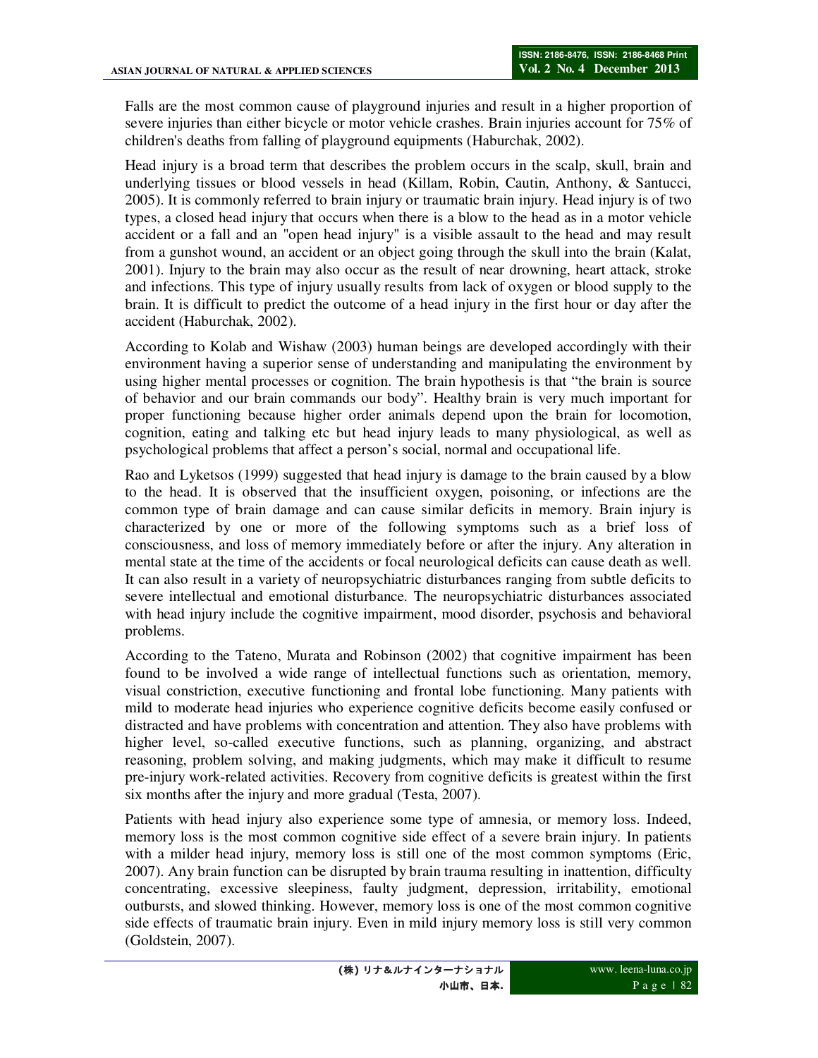Falls are the most common cause of playground injuries and result in a higher proportion of severe injuries than either bicycle or motor vehicle crashes. Brain injuries account for 75% of children's deaths from falling of playground equipments (Haburchak, 2002).

Head injury is a broad term that describes the problem occurs in the scalp, skull, brain and underlying tissues or blood vessels in head (Killam, Robin, Cautin, Anthony, & Santucci, 2005). It is commonly referred to brain injury or traumatic brain injury. Head injury is of two types, a closed head injury that occurs when there is a blow to the head as in a motor vehicle accident or a fall and an "open head injury" is a visible assault to the head and may result from a gunshot wound, an accident or an object going through the skull into the brain (Kalat, 2001). Injury to the brain may also occur as the result of near drowning, heart attack, stroke and infections. This type of injury usually results from lack of oxygen or blood supply to the brain. It is difficult to predict the outcome of a head injury in the first hour or day after the accident (Haburchak, 2002).

According to Kolab and Wishaw (2003) human beings are developed accordingly with their environment having a superior sense of understanding and manipulating the environment by using higher mental processes or cognition. The brain hypothesis is that "the brain is source of behavior and our brain commands our body". Healthy brain is very much important for proper functioning because higher order animals depend upon the brain for locomotion, cognition, eating and talking etc but head injury leads to many physiological, as well as psychological problems that affect a person's social, normal and occupational life.

Rao and Lyketsos (1999) suggested that head injury is damage to the brain caused by a blow to the head. It is observed that the insufficient oxygen, poisoning, or infections are the common type of brain damage and can cause similar deficits in memory. Brain injury is characterized by one or more of the following symptoms such as a brief loss of consciousness, and loss of memory immediately before or after the injury. Any alteration in mental state at the time of the accidents or focal neurological deficits can cause death as well. It can also result in a variety of neuropsychiatric disturbances ranging from subtle deficits to severe intellectual and emotional disturbance. The neuropsychiatric disturbances associated with head injury include the cognitive impairment, mood disorder, psychosis and behavioral problems.

According to the Tateno, Murata and Robinson (2002) that cognitive impairment has been found to be involved a wide range of intellectual functions such as orientation, memory, visual constriction, executive functioning and frontal lobe functioning. Many patients with mild to moderate head injuries who experience cognitive deficits become easily confused or distracted and have problems with concentration and attention. They also have problems with higher level, so-called executive functions, such as planning, organizing, and abstract reasoning, problem solving, and making judgments, which may make it difficult to resume pre-injury work-related activities. Recovery from cognitive deficits is greatest within the first six months after the injury and more gradual (Testa, 2007).

Patients with head injury also experience some type of amnesia, or memory loss. Indeed, memory loss is the most common cognitive side effect of a severe brain injury. In patients with a milder head injury, memory loss is still one of the most common symptoms (Eric, 2007). Any brain function can be disrupted by brain trauma resulting in inattention, difficulty concentrating, excessive sleepiness, faulty judgment, depression, irritability, emotional outbursts, and slowed thinking. However, memory loss is one of the most common cognitive side effects of traumatic brain injury. Even in mild injury memory loss is still very common (Goldstein, 2007).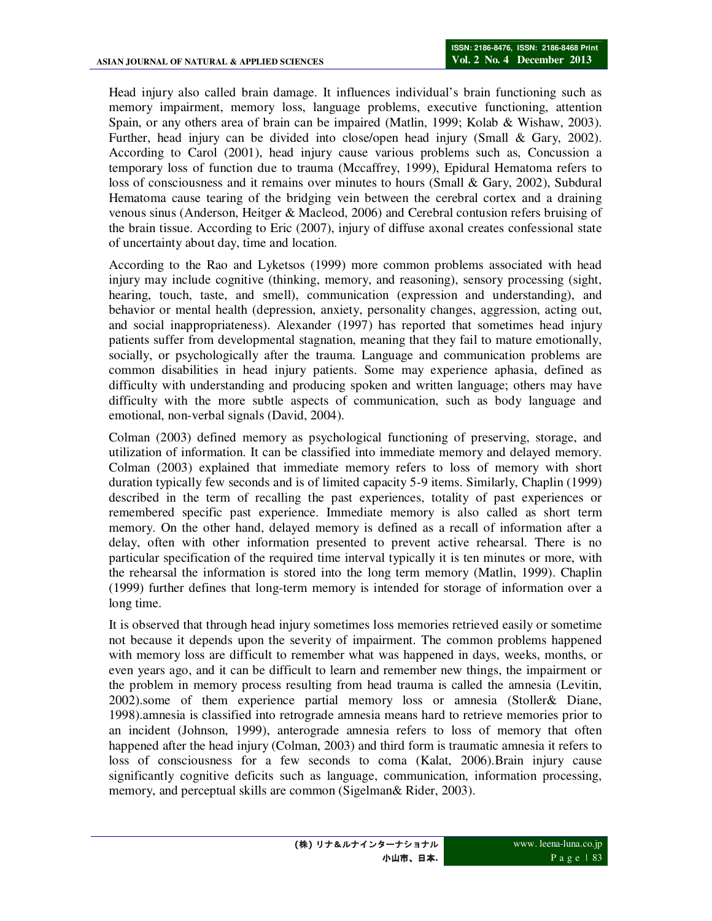Head injury also called brain damage. It influences individual's brain functioning such as memory impairment, memory loss, language problems, executive functioning, attention Spain, or any others area of brain can be impaired (Matlin, 1999; Kolab & Wishaw, 2003). Further, head injury can be divided into close/open head injury (Small & Gary, 2002). According to Carol (2001), head injury cause various problems such as, Concussion a temporary loss of function due to trauma (Mccaffrey, 1999), Epidural Hematoma refers to loss of consciousness and it remains over minutes to hours (Small & Gary, 2002), Subdural Hematoma cause tearing of the bridging vein between the cerebral cortex and a draining venous sinus (Anderson, Heitger & Macleod, 2006) and Cerebral contusion refers bruising of the brain tissue. According to Eric (2007), injury of diffuse axonal creates confessional state of uncertainty about day, time and location.

According to the Rao and Lyketsos (1999) more common problems associated with head injury may include cognitive (thinking, memory, and reasoning), sensory processing (sight, hearing, touch, taste, and smell), communication (expression and understanding), and behavior or mental health (depression, anxiety, personality changes, aggression, acting out, and social inappropriateness). Alexander (1997) has reported that sometimes head injury patients suffer from developmental stagnation, meaning that they fail to mature emotionally, socially, or psychologically after the trauma. Language and communication problems are common disabilities in head injury patients. Some may experience aphasia, defined as difficulty with understanding and producing spoken and written language; others may have difficulty with the more subtle aspects of communication, such as body language and emotional, non-verbal signals (David, 2004).

Colman (2003) defined memory as psychological functioning of preserving, storage, and utilization of information. It can be classified into immediate memory and delayed memory. Colman (2003) explained that immediate memory refers to loss of memory with short duration typically few seconds and is of limited capacity 5-9 items. Similarly, Chaplin (1999) described in the term of recalling the past experiences, totality of past experiences or remembered specific past experience. Immediate memory is also called as short term memory. On the other hand, delayed memory is defined as a recall of information after a delay, often with other information presented to prevent active rehearsal. There is no particular specification of the required time interval typically it is ten minutes or more, with the rehearsal the information is stored into the long term memory (Matlin, 1999). Chaplin (1999) further defines that long-term memory is intended for storage of information over a long time.

It is observed that through head injury sometimes loss memories retrieved easily or sometime not because it depends upon the severity of impairment. The common problems happened with memory loss are difficult to remember what was happened in days, weeks, months, or even years ago, and it can be difficult to learn and remember new things, the impairment or the problem in memory process resulting from head trauma is called the amnesia (Levitin, 2002).some of them experience partial memory loss or amnesia (Stoller& Diane, 1998).amnesia is classified into retrograde amnesia means hard to retrieve memories prior to an incident (Johnson, 1999), anterograde amnesia refers to loss of memory that often happened after the head injury (Colman, 2003) and third form is traumatic amnesia it refers to loss of consciousness for a few seconds to coma (Kalat, 2006).Brain injury cause significantly cognitive deficits such as language, communication, information processing, memory, and perceptual skills are common (Sigelman& Rider, 2003).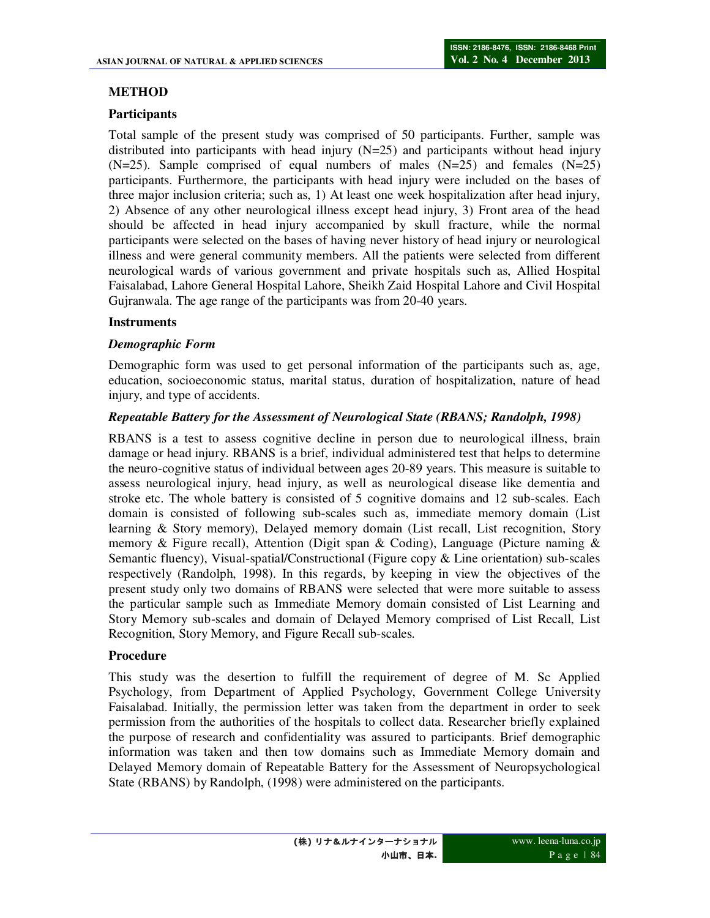## METHOD

### Participants

Total sample of the present study was comprised of 50 participants. Further, sample was distributed into participants with head injury (N=25) and participants without head injury (N=25). Sample comprised of equal numbers of males (N=25) and females (N=25) participants. Furthermore, the participants with head injury were included on the bases of three major inclusion criteria; such as, 1) At least one week hospitalization after head injury, 2) Absence of any other neurological illness except head injury, 3) Front area of the head should be affected in head injury accompanied by skull fracture, while the normal participants were selected on the bases of having never history of head injury or neurological illness and were general community members. All the patients were selected from different neurological wards of various government and private hospitals such as, Allied Hospital Faisalabad, Lahore General Hospital Lahore, Sheikh Zaid Hospital Lahore and Civil Hospital Gujranwala. The age range of the participants was from 20-40 years.

### Instruments

#### *Demographic Form*

Demographic form was used to get personal information of the participants such as, age, education, socioeconomic status, marital status, duration of hospitalization, nature of head injury, and type of accidents.

#### *Repeatable Battery for the Assessment of Neurological State (RBANS; Randolph, 1998)*

RBANS is a test to assess cognitive decline in person due to neurological illness, brain damage or head injury. RBANS is a brief, individual administered test that helps to determine the neuro-cognitive status of individual between ages 20-89 years. This measure is suitable to assess neurological injury, head injury, as well as neurological disease like dementia and stroke etc. The whole battery is consisted of 5 cognitive domains and 12 sub-scales. Each domain is consisted of following sub-scales such as, immediate memory domain (List learning & Story memory), Delayed memory domain (List recall, List recognition, Story memory & Figure recall), Attention (Digit span & Coding), Language (Picture naming & Semantic fluency), Visual-spatial/Constructional (Figure copy & Line orientation) sub-scales respectively (Randolph, 1998). In this regards, by keeping in view the objectives of the present study only two domains of RBANS were selected that were more suitable to assess the particular sample such as Immediate Memory domain consisted of List Learning and Story Memory sub-scales and domain of Delayed Memory comprised of List Recall, List Recognition, Story Memory, and Figure Recall sub-scales.

### Procedure

This study was the desertion to fulfill the requirement of degree of M. Sc Applied Psychology, from Department of Applied Psychology, Government College University Faisalabad. Initially, the permission letter was taken from the department in order to seek permission from the authorities of the hospitals to collect data. Researcher briefly explained the purpose of research and confidentiality was assured to participants. Brief demographic information was taken and then tow domains such as Immediate Memory domain and Delayed Memory domain of Repeatable Battery for the Assessment of Neuropsychological State (RBANS) by Randolph, (1998) were administered on the participants.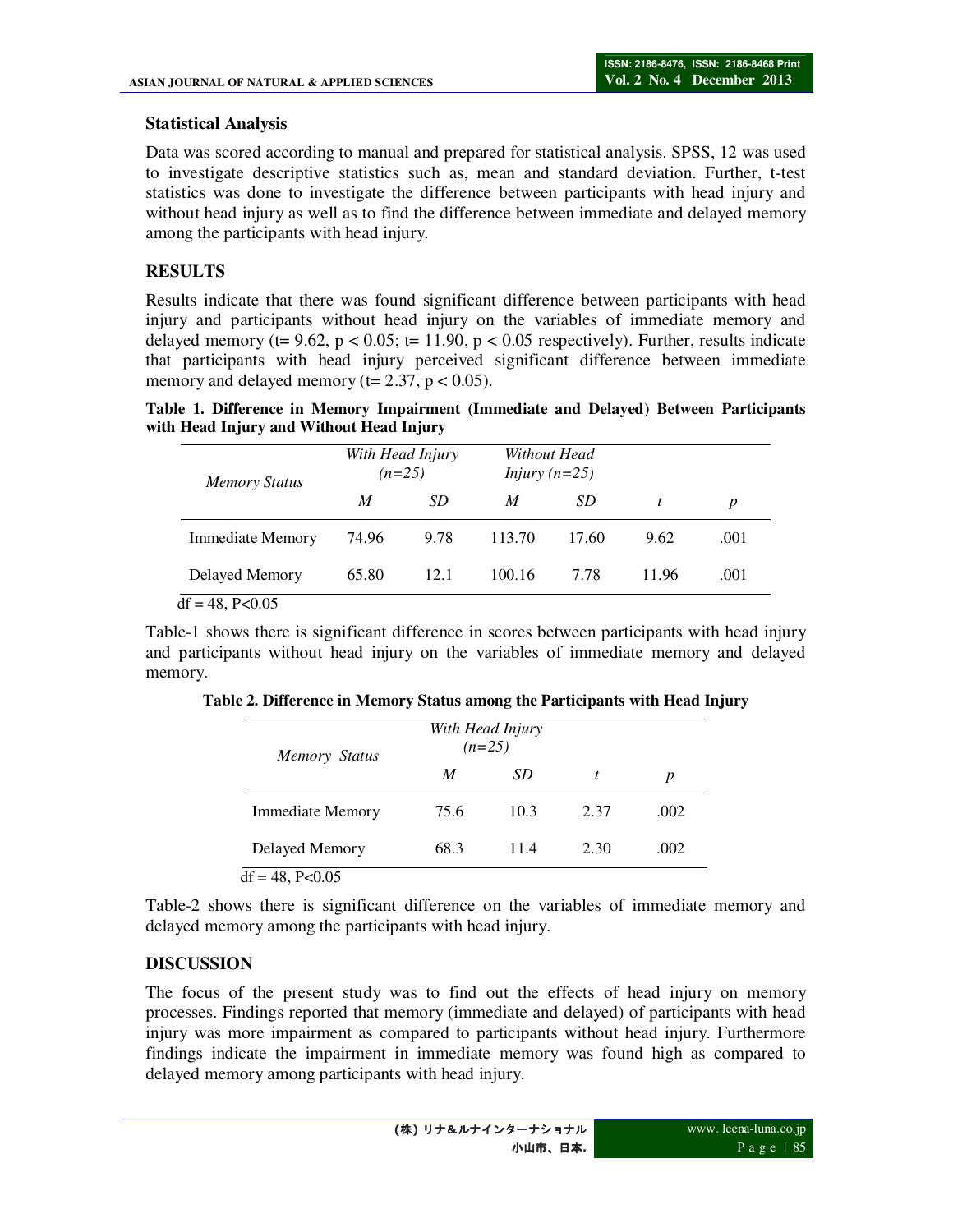### Statistical Analysis

Data was scored according to manual and prepared for statistical analysis. SPSS, 12 was used to investigate descriptive statistics such as, mean and standard deviation. Further, t-test statistics was done to investigate the difference between participants with head injury and without head injury as well as to find the difference between immediate and delayed memory among the participants with head injury.

## RESULTS

Results indicate that there was found significant difference between participants with head injury and participants without head injury on the variables of immediate memory and delayed memory ($t = 9.62$, $p < 0.05$; $t = 11.90$, $p < 0.05$ respectively). Further, results indicate that participants with head injury perceived significant difference between immediate memory and delayed memory ($t = 2.37$, $p < 0.05$).

**Table 1. Difference in Memory Impairment (Immediate and Delayed) Between Participants with Head Injury and Without Head Injury**

| *Memory Status* | *With Head Injury (n=25)* | | *Without Head Injury (n=25)* | | | |
|---|---|---|---|---|---|---|
| | *M* | *SD* | *M* | *SD* | *t* | *p* |
| Immediate Memory | 74.96 | 9.78 | 113.70 | 17.60 | 9.62 | .001 |
| Delayed Memory | 65.80 | 12.1 | 100.16 | 7.78 | 11.96 | .001 |

df = 48, P<0.05

Table-1 shows there is significant difference in scores between participants with head injury and participants without head injury on the variables of immediate memory and delayed memory.

**Table 2. Difference in Memory Status among the Participants with Head Injury**

| *Memory Status* | *With Head Injury (n=25)* | | | |
|---|---|---|---|---|
| | *M* | *SD* | *t* | *p* |
| Immediate Memory | 75.6 | 10.3 | 2.37 | .002 |
| Delayed Memory | 68.3 | 11.4 | 2.30 | .002 |

df = 48, P<0.05

Table-2 shows there is significant difference on the variables of immediate memory and delayed memory among the participants with head injury.

## DISCUSSION

The focus of the present study was to find out the effects of head injury on memory processes. Findings reported that memory (immediate and delayed) of participants with head injury was more impairment as compared to participants without head injury. Furthermore findings indicate the impairment in immediate memory was found high as compared to delayed memory among participants with head injury.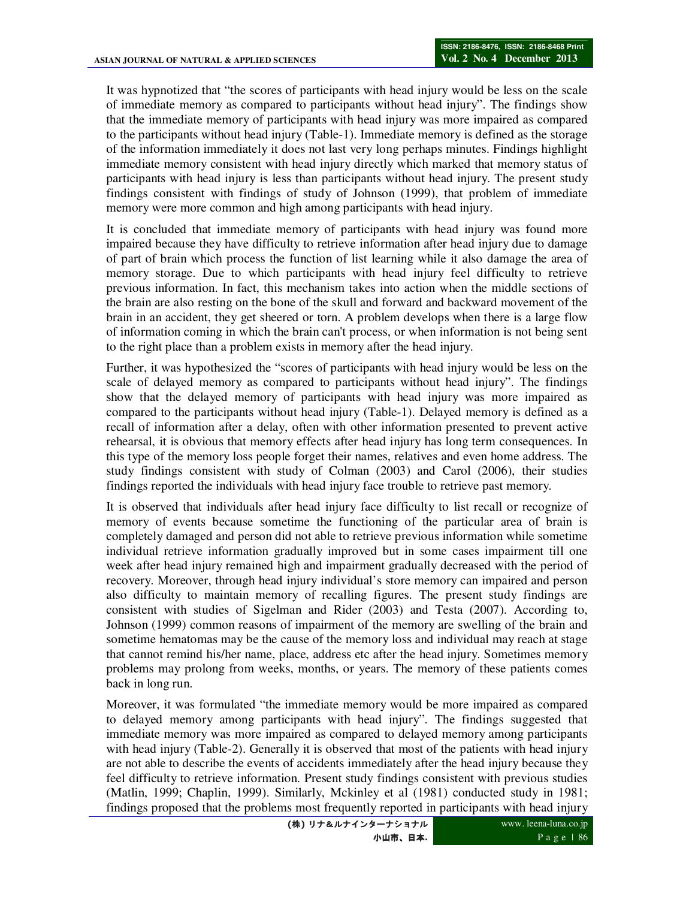It was hypnotized that “the scores of participants with head injury would be less on the scale of immediate memory as compared to participants without head injury”. The findings show that the immediate memory of participants with head injury was more impaired as compared to the participants without head injury (Table-1). Immediate memory is defined as the storage of the information immediately it does not last very long perhaps minutes. Findings highlight immediate memory consistent with head injury directly which marked that memory status of participants with head injury is less than participants without head injury. The present study findings consistent with findings of study of Johnson (1999), that problem of immediate memory were more common and high among participants with head injury.

It is concluded that immediate memory of participants with head injury was found more impaired because they have difficulty to retrieve information after head injury due to damage of part of brain which process the function of list learning while it also damage the area of memory storage. Due to which participants with head injury feel difficulty to retrieve previous information. In fact, this mechanism takes into action when the middle sections of the brain are also resting on the bone of the skull and forward and backward movement of the brain in an accident, they get sheered or torn. A problem develops when there is a large flow of information coming in which the brain can't process, or when information is not being sent to the right place than a problem exists in memory after the head injury.

Further, it was hypothesized the “scores of participants with head injury would be less on the scale of delayed memory as compared to participants without head injury”. The findings show that the delayed memory of participants with head injury was more impaired as compared to the participants without head injury (Table-1). Delayed memory is defined as a recall of information after a delay, often with other information presented to prevent active rehearsal, it is obvious that memory effects after head injury has long term consequences. In this type of the memory loss people forget their names, relatives and even home address. The study findings consistent with study of Colman (2003) and Carol (2006), their studies findings reported the individuals with head injury face trouble to retrieve past memory.

It is observed that individuals after head injury face difficulty to list recall or recognize of memory of events because sometime the functioning of the particular area of brain is completely damaged and person did not able to retrieve previous information while sometime individual retrieve information gradually improved but in some cases impairment till one week after head injury remained high and impairment gradually decreased with the period of recovery. Moreover, through head injury individual’s store memory can impaired and person also difficulty to maintain memory of recalling figures. The present study findings are consistent with studies of Sigelman and Rider (2003) and Testa (2007). According to, Johnson (1999) common reasons of impairment of the memory are swelling of the brain and sometime hematomas may be the cause of the memory loss and individual may reach at stage that cannot remind his/her name, place, address etc after the head injury. Sometimes memory problems may prolong from weeks, months, or years. The memory of these patients comes back in long run.

Moreover, it was formulated “the immediate memory would be more impaired as compared to delayed memory among participants with head injury”. The findings suggested that immediate memory was more impaired as compared to delayed memory among participants with head injury (Table-2). Generally it is observed that most of the patients with head injury are not able to describe the events of accidents immediately after the head injury because they feel difficulty to retrieve information. Present study findings consistent with previous studies (Matlin, 1999; Chaplin, 1999). Similarly, Mckinley et al (1981) conducted study in 1981; findings proposed that the problems most frequently reported in participants with head injury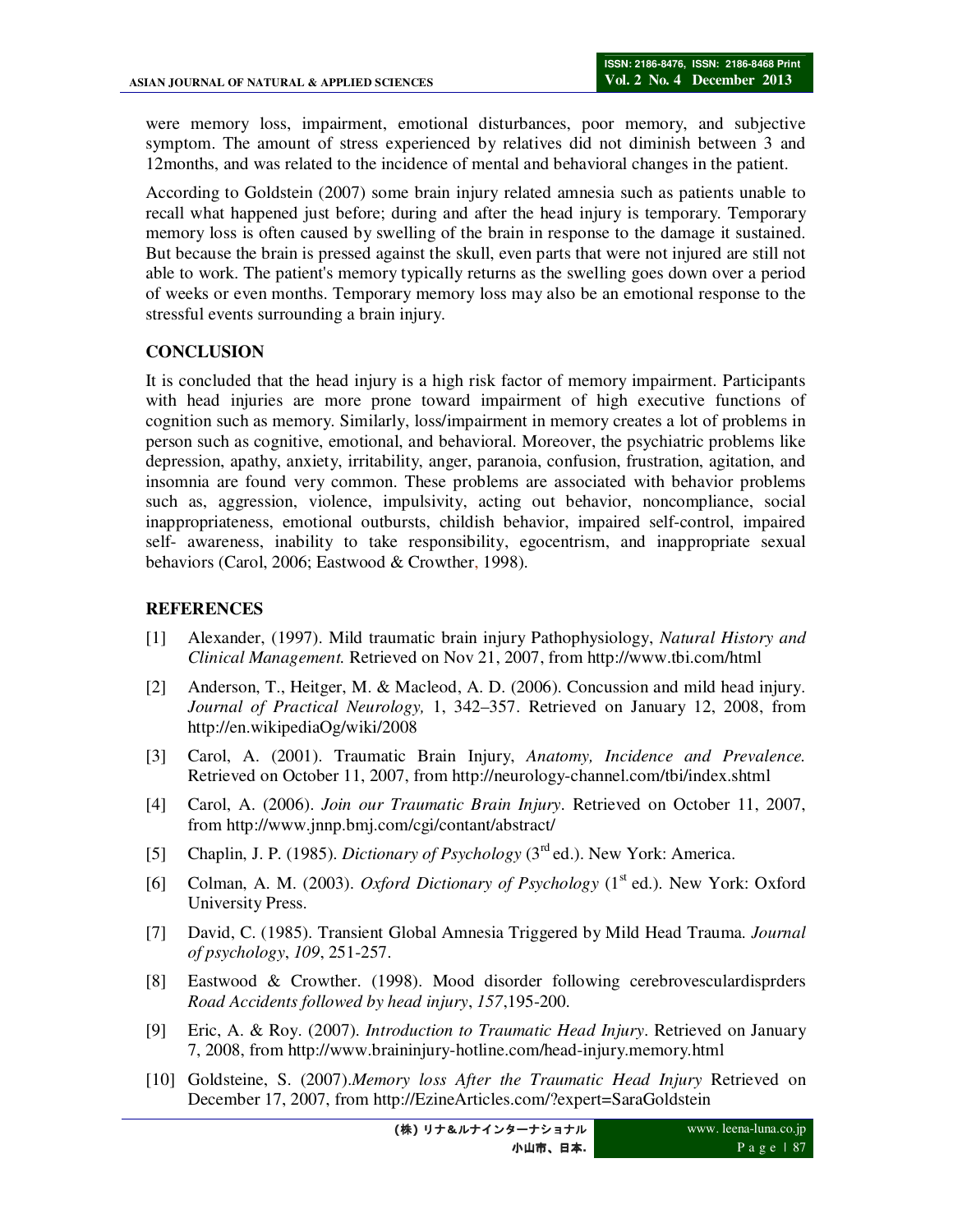were memory loss, impairment, emotional disturbances, poor memory, and subjective symptom. The amount of stress experienced by relatives did not diminish between 3 and 12months, and was related to the incidence of mental and behavioral changes in the patient.

According to Goldstein (2007) some brain injury related amnesia such as patients unable to recall what happened just before; during and after the head injury is temporary. Temporary memory loss is often caused by swelling of the brain in response to the damage it sustained. But because the brain is pressed against the skull, even parts that were not injured are still not able to work. The patient's memory typically returns as the swelling goes down over a period of weeks or even months. Temporary memory loss may also be an emotional response to the stressful events surrounding a brain injury.

## CONCLUSION

It is concluded that the head injury is a high risk factor of memory impairment. Participants with head injuries are more prone toward impairment of high executive functions of cognition such as memory. Similarly, loss/impairment in memory creates a lot of problems in person such as cognitive, emotional, and behavioral. Moreover, the psychiatric problems like depression, apathy, anxiety, irritability, anger, paranoia, confusion, frustration, agitation, and insomnia are found very common. These problems are associated with behavior problems such as, aggression, violence, impulsivity, acting out behavior, noncompliance, social inappropriateness, emotional outbursts, childish behavior, impaired self-control, impaired self- awareness, inability to take responsibility, egocentrism, and inappropriate sexual behaviors (Carol, 2006; Eastwood & Crowther, 1998).

## REFERENCES

[1] Alexander, (1997). Mild traumatic brain injury Pathophysiology, *Natural History and Clinical Management.* Retrieved on Nov 21, 2007, from http://www.tbi.com/html

[2] Anderson, T., Heitger, M. & Macleod, A. D. (2006). Concussion and mild head injury. *Journal of Practical Neurology,* 1, 342–357. Retrieved on January 12, 2008, from http://en.wikipediaOg/wiki/2008

[3] Carol, A. (2001). Traumatic Brain Injury, *Anatomy, Incidence and Prevalence.* Retrieved on October 11, 2007, from http://neurology-channel.com/tbi/index.shtml

[4] Carol, A. (2006). *Join our Traumatic Brain Injury*. Retrieved on October 11, 2007, from http://www.jnnp.bmj.com/cgi/contant/abstract/

[5] Chaplin, J. P. (1985). *Dictionary of Psychology* (3rd ed.). New York: America.

[6] Colman, A. M. (2003). *Oxford Dictionary of Psychology* (1st ed.). New York: Oxford University Press.

[7] David, C. (1985). Transient Global Amnesia Triggered by Mild Head Trauma. *Journal of psychology*, *109*, 251-257.

[8] Eastwood & Crowther. (1998). Mood disorder following cerebrovesculardisprders *Road Accidents followed by head injury*, *157*,195-200.

[9] Eric, A. & Roy. (2007). *Introduction to Traumatic Head Injury*. Retrieved on January 7, 2008, from http://www.braininjury-hotline.com/head-injury.memory.html

[10] Goldsteine, S. (2007).*Memory loss After the Traumatic Head Injury* Retrieved on December 17, 2007, from http://EzineArticles.com/?expert=SaraGoldstein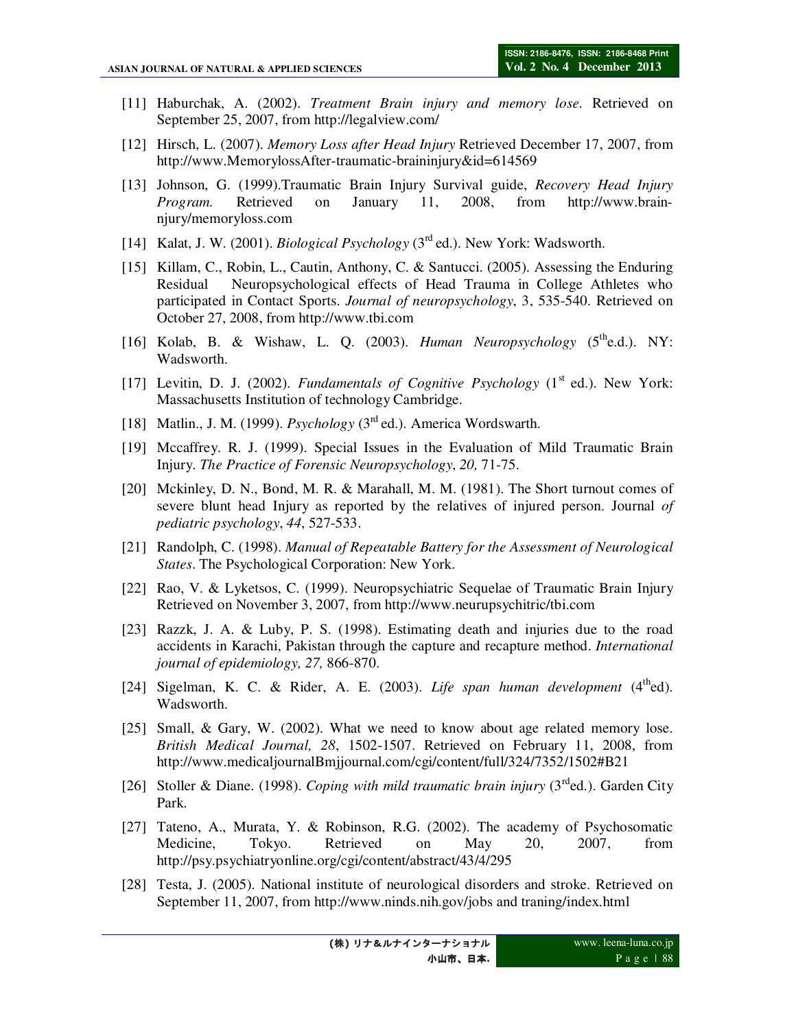[11] Haburchak, A. (2002). *Treatment Brain injury and memory lose*. Retrieved on September 25, 2007, from http://legalview.com/

[12] Hirsch, L. (2007). *Memory Loss after Head Injury* Retrieved December 17, 2007, from http://www.MemorylossAfter-traumatic-braininjury&id=614569

[13] Johnson, G. (1999).Traumatic Brain Injury Survival guide, *Recovery Head Injury Program.* Retrieved on January 11, 2008, from http://www.brain-njury/memoryloss.com

[14] Kalat, J. W. (2001). *Biological Psychology* (3rd ed.). New York: Wadsworth.

[15] Killam, C., Robin, L., Cautin, Anthony, C. & Santucci. (2005). Assessing the Enduring Residual Neuropsychological effects of Head Trauma in College Athletes who participated in Contact Sports. *Journal of neuropsychology*, 3, 535-540. Retrieved on October 27, 2008, from http://www.tbi.com

[16] Kolab, B. & Wishaw, L. Q. (2003). *Human Neuropsychology* (5the.d.). NY: Wadsworth.

[17] Levitin, D. J. (2002). *Fundamentals of Cognitive Psychology* (1st ed.). New York: Massachusetts Institution of technology Cambridge.

[18] Matlin., J. M. (1999). *Psychology* (3rd ed.). America Wordswarth.

[19] Mccaffrey. R. J. (1999). Special Issues in the Evaluation of Mild Traumatic Brain Injury. *The Practice of Forensic Neuropsychology*, *20,* 71-75.

[20] Mckinley, D. N., Bond, M. R. & Marahall, M. M. (1981). The Short turnout comes of severe blunt head Injury as reported by the relatives of injured person. Journal *of pediatric psychology*, *44*, 527-533.

[21] Randolph, C. (1998). *Manual of Repeatable Battery for the Assessment of Neurological States*. The Psychological Corporation: New York.

[22] Rao, V. & Lyketsos, C. (1999). Neuropsychiatric Sequelae of Traumatic Brain Injury Retrieved on November 3, 2007, from http://www.neurupsychitric/tbi.com

[23] Razzk, J. A. & Luby, P. S. (1998). Estimating death and injuries due to the road accidents in Karachi, Pakistan through the capture and recapture method. *International journal of epidemiology, 27,* 866-870.

[24] Sigelman, K. C. & Rider, A. E. (2003). *Life span human development* (4thed). Wadsworth.

[25] Small, & Gary, W. (2002). What we need to know about age related memory lose. *British Medical Journal, 28*, 1502-1507. Retrieved on February 11, 2008, from http://www.medicaljournalBmjjournal.com/cgi/content/full/324/7352/1502#B21

[26] Stoller & Diane. (1998). *Coping with mild traumatic brain injury* (3rded.). Garden City Park.

[27] Tateno, A., Murata, Y. & Robinson, R.G. (2002). The academy of Psychosomatic Medicine, Tokyo. Retrieved on May 20, 2007, from http://psy.psychiatryonline.org/cgi/content/abstract/43/4/295

[28] Testa, J. (2005). National institute of neurological disorders and stroke. Retrieved on September 11, 2007, from http://www.ninds.nih.gov/jobs and traning/index.html